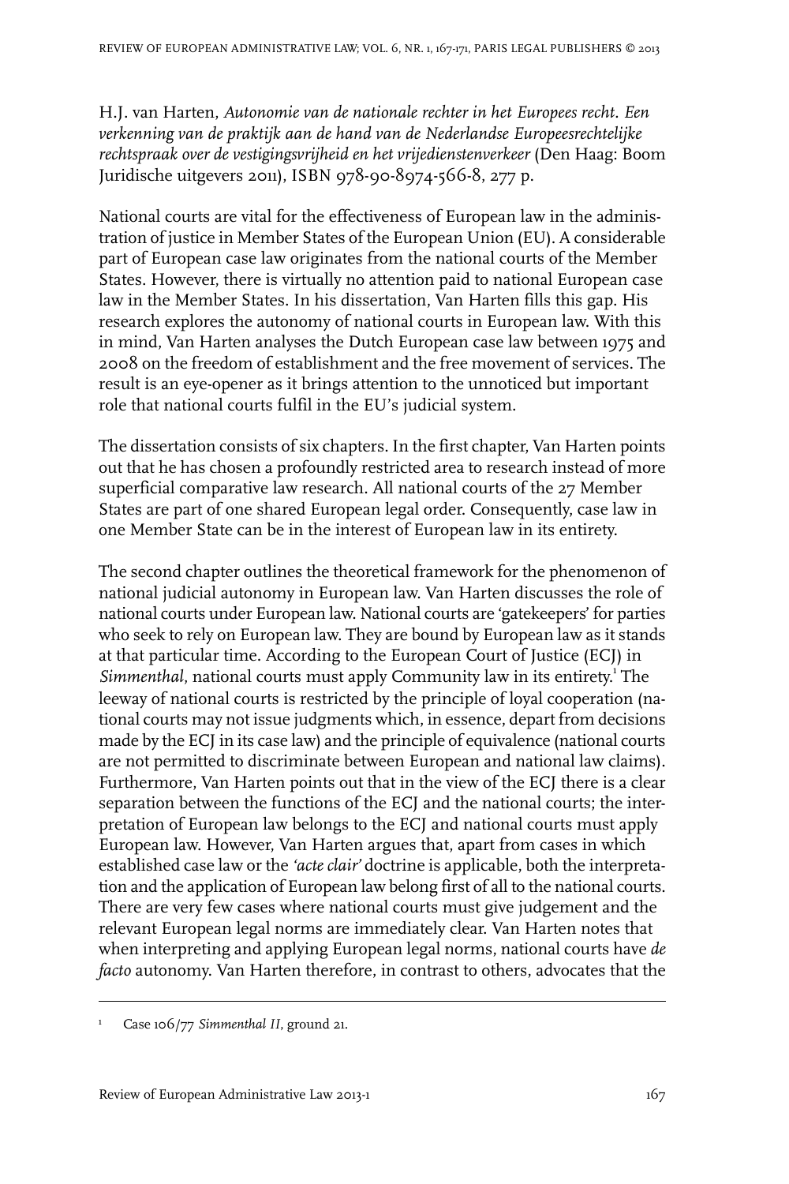H.J. van Harten, *Autonomie van de nationale rechter in het Europees recht. Een verkenning van de praktijk aan de hand van de Nederlandse Europeesrechtelijke rechtspraak over de vestigingsvrijheid en het vrijedienstenverkeer* (Den Haag: Boom Juridische uitgevers 2011), ISBN 978-90-8974-566-8, 277 p.

National courts are vital for the effectiveness of European law in the administration of justice in Member States of the European Union (EU). A considerable part of European case law originates from the national courts of the Member States. However, there is virtually no attention paid to national European case law in the Member States. In his dissertation, Van Harten fills this gap. His research explores the autonomy of national courts in European law. With this in mind, Van Harten analyses the Dutch European case law between 1975 and 2008 on the freedom of establishment and the free movement of services. The result is an eye-opener as it brings attention to the unnoticed but important role that national courts fulfil in the EU's judicial system.

The dissertation consists of six chapters. In the first chapter, Van Harten points out that he has chosen a profoundly restricted area to research instead of more superficial comparative law research. All national courts of the 27 Member States are part of one shared European legal order. Consequently, case law in one Member State can be in the interest of European law in its entirety.

The second chapter outlines the theoretical framework for the phenomenon of national judicial autonomy in European law. Van Harten discusses the role of national courts under European law. National courts are 'gatekeepers' for parties who seek to rely on European law. They are bound by European law as it stands at that particular time. According to the European Court of Justice (ECJ) in *Simmenthal*, national courts must apply Community law in its entirety.[1] The leeway of national courts is restricted by the principle of loyal cooperation (national courts may not issue judgments which, in essence, depart from decisions made by the ECJ in its case law) and the principle of equivalence (national courts are not permitted to discriminate between European and national law claims). Furthermore, Van Harten points out that in the view of the ECJ there is a clear separation between the functions of the ECJ and the national courts; the interpretation of European law belongs to the ECJ and national courts must apply European law. However, Van Harten argues that, apart from cases in which established case law or the *'acte clair'* doctrine is applicable, both the interpretation and the application of European law belong first of all to the national courts. There are very few cases where national courts must give judgement and the relevant European legal norms are immediately clear. Van Harten notes that when interpreting and applying European legal norms, national courts have *de facto* autonomy. Van Harten therefore, in contrast to others, advocates that the

[1] Case 106/77 *Simmenthal II*, ground 21.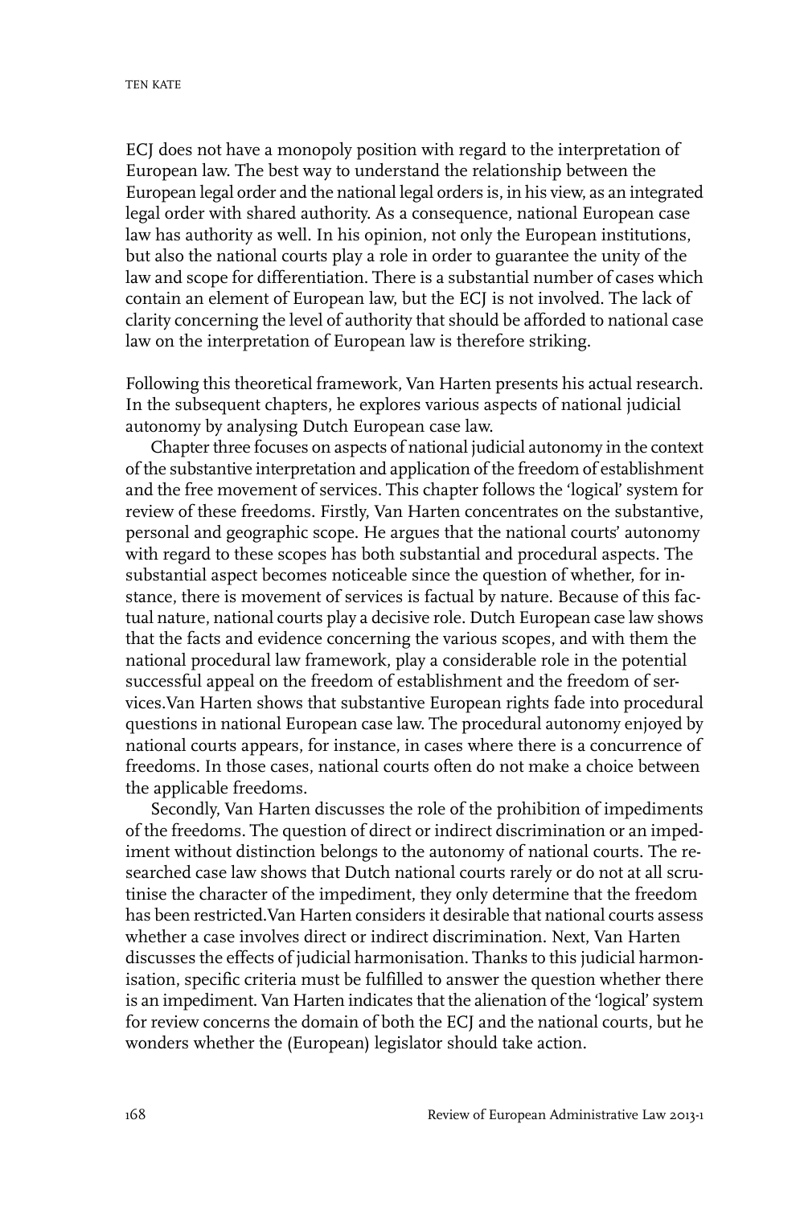ECJ does not have a monopoly position with regard to the interpretation of European law. The best way to understand the relationship between the European legal order and the national legal orders is, in his view, as an integrated legal order with shared authority. As a consequence, national European case law has authority as well. In his opinion, not only the European institutions, but also the national courts play a role in order to guarantee the unity of the law and scope for differentiation. There is a substantial number of cases which contain an element of European law, but the ECJ is not involved. The lack of clarity concerning the level of authority that should be afforded to national case law on the interpretation of European law is therefore striking.

Following this theoretical framework, Van Harten presents his actual research. In the subsequent chapters, he explores various aspects of national judicial autonomy by analysing Dutch European case law.

Chapter three focuses on aspects of national judicial autonomy in the context of the substantive interpretation and application of the freedom of establishment and the free movement of services. This chapter follows the 'logical' system for review of these freedoms. Firstly, Van Harten concentrates on the substantive, personal and geographic scope. He argues that the national courts' autonomy with regard to these scopes has both substantial and procedural aspects. The substantial aspect becomes noticeable since the question of whether, for instance, there is movement of services is factual by nature. Because of this factual nature, national courts play a decisive role. Dutch European case law shows that the facts and evidence concerning the various scopes, and with them the national procedural law framework, play a considerable role in the potential successful appeal on the freedom of establishment and the freedom of services.Van Harten shows that substantive European rights fade into procedural questions in national European case law. The procedural autonomy enjoyed by national courts appears, for instance, in cases where there is a concurrence of freedoms. In those cases, national courts often do not make a choice between the applicable freedoms.

Secondly, Van Harten discusses the role of the prohibition of impediments of the freedoms. The question of direct or indirect discrimination or an impediment without distinction belongs to the autonomy of national courts. The researched case law shows that Dutch national courts rarely or do not at all scrutinise the character of the impediment, they only determine that the freedom has been restricted.Van Harten considers it desirable that national courts assess whether a case involves direct or indirect discrimination. Next, Van Harten discusses the effects of judicial harmonisation. Thanks to this judicial harmonisation, specific criteria must be fulfilled to answer the question whether there is an impediment. Van Harten indicates that the alienation of the 'logical' system for review concerns the domain of both the ECJ and the national courts, but he wonders whether the (European) legislator should take action.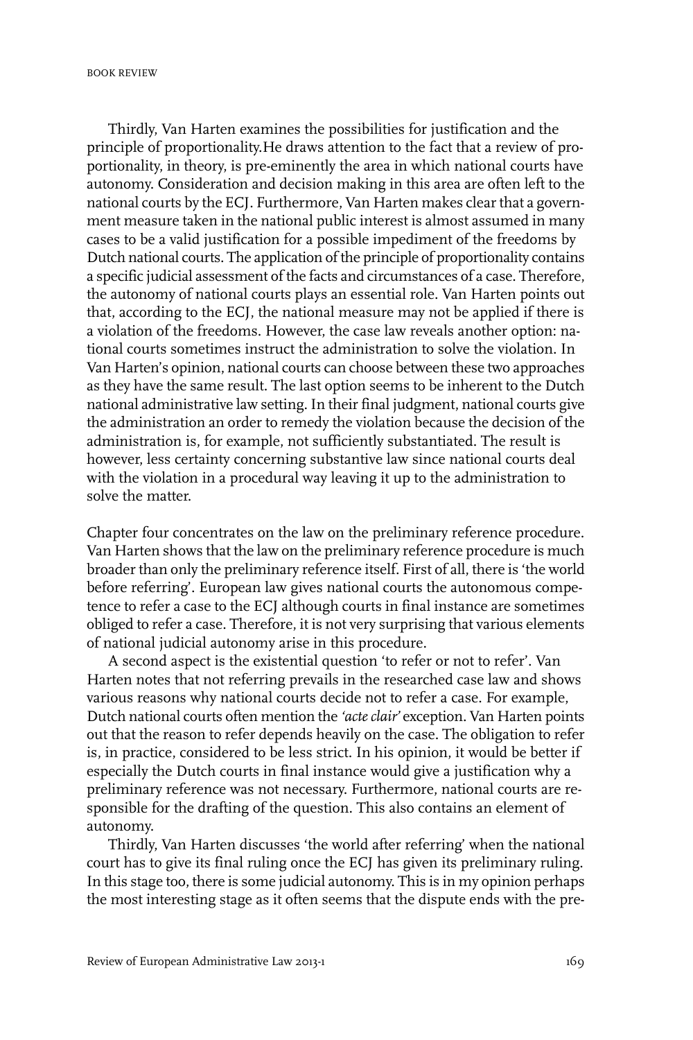Thirdly, Van Harten examines the possibilities for justification and the principle of proportionality.He draws attention to the fact that a review of proportionality, in theory, is pre-eminently the area in which national courts have autonomy. Consideration and decision making in this area are often left to the national courts by the ECJ. Furthermore, Van Harten makes clear that a government measure taken in the national public interest is almost assumed in many cases to be a valid justification for a possible impediment of the freedoms by Dutch national courts. The application of the principle of proportionality contains a specific judicial assessment of the facts and circumstances of a case. Therefore, the autonomy of national courts plays an essential role. Van Harten points out that, according to the ECJ, the national measure may not be applied if there is a violation of the freedoms. However, the case law reveals another option: national courts sometimes instruct the administration to solve the violation. In Van Harten's opinion, national courts can choose between these two approaches as they have the same result. The last option seems to be inherent to the Dutch national administrative law setting. In their final judgment, national courts give the administration an order to remedy the violation because the decision of the administration is, for example, not sufficiently substantiated. The result is however, less certainty concerning substantive law since national courts deal with the violation in a procedural way leaving it up to the administration to solve the matter.

Chapter four concentrates on the law on the preliminary reference procedure. Van Harten shows that the law on the preliminary reference procedure is much broader than only the preliminary reference itself. First of all, there is 'the world before referring'. European law gives national courts the autonomous competence to refer a case to the ECJ although courts in final instance are sometimes obliged to refer a case. Therefore, it is not very surprising that various elements of national judicial autonomy arise in this procedure.

A second aspect is the existential question 'to refer or not to refer'. Van Harten notes that not referring prevails in the researched case law and shows various reasons why national courts decide not to refer a case. For example, Dutch national courts often mention the *'acte clair'* exception. Van Harten points out that the reason to refer depends heavily on the case. The obligation to refer is, in practice, considered to be less strict. In his opinion, it would be better if especially the Dutch courts in final instance would give a justification why a preliminary reference was not necessary. Furthermore, national courts are responsible for the drafting of the question. This also contains an element of autonomy.

Thirdly, Van Harten discusses 'the world after referring' when the national court has to give its final ruling once the ECJ has given its preliminary ruling. In this stage too, there is some judicial autonomy. This is in my opinion perhaps the most interesting stage as it often seems that the dispute ends with the pre-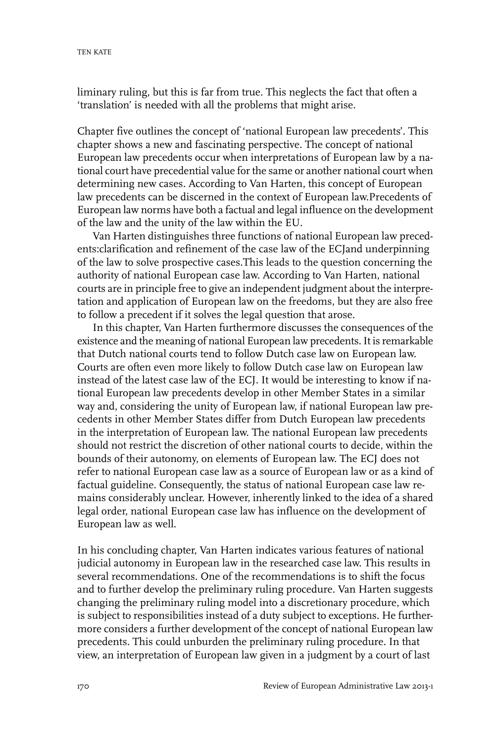liminary ruling, but this is far from true. This neglects the fact that often a 'translation' is needed with all the problems that might arise.

Chapter five outlines the concept of 'national European law precedents'. This chapter shows a new and fascinating perspective. The concept of national European law precedents occur when interpretations of European law by a national court have precedential value for the same or another national court when determining new cases. According to Van Harten, this concept of European law precedents can be discerned in the context of European law.Precedents of European law norms have both a factual and legal influence on the development of the law and the unity of the law within the EU.

Van Harten distinguishes three functions of national European law precedents:clarification and refinement of the case law of the ECJand underpinning of the law to solve prospective cases.This leads to the question concerning the authority of national European case law. According to Van Harten, national courts are in principle free to give an independent judgment about the interpretation and application of European law on the freedoms, but they are also free to follow a precedent if it solves the legal question that arose.

In this chapter, Van Harten furthermore discusses the consequences of the existence and the meaning of national European law precedents. It is remarkable that Dutch national courts tend to follow Dutch case law on European law. Courts are often even more likely to follow Dutch case law on European law instead of the latest case law of the ECJ. It would be interesting to know if national European law precedents develop in other Member States in a similar way and, considering the unity of European law, if national European law precedents in other Member States differ from Dutch European law precedents in the interpretation of European law. The national European law precedents should not restrict the discretion of other national courts to decide, within the bounds of their autonomy, on elements of European law. The ECJ does not refer to national European case law as a source of European law or as a kind of factual guideline. Consequently, the status of national European case law remains considerably unclear. However, inherently linked to the idea of a shared legal order, national European case law has influence on the development of European law as well.

In his concluding chapter, Van Harten indicates various features of national judicial autonomy in European law in the researched case law. This results in several recommendations. One of the recommendations is to shift the focus and to further develop the preliminary ruling procedure. Van Harten suggests changing the preliminary ruling model into a discretionary procedure, which is subject to responsibilities instead of a duty subject to exceptions. He furthermore considers a further development of the concept of national European law precedents. This could unburden the preliminary ruling procedure. In that view, an interpretation of European law given in a judgment by a court of last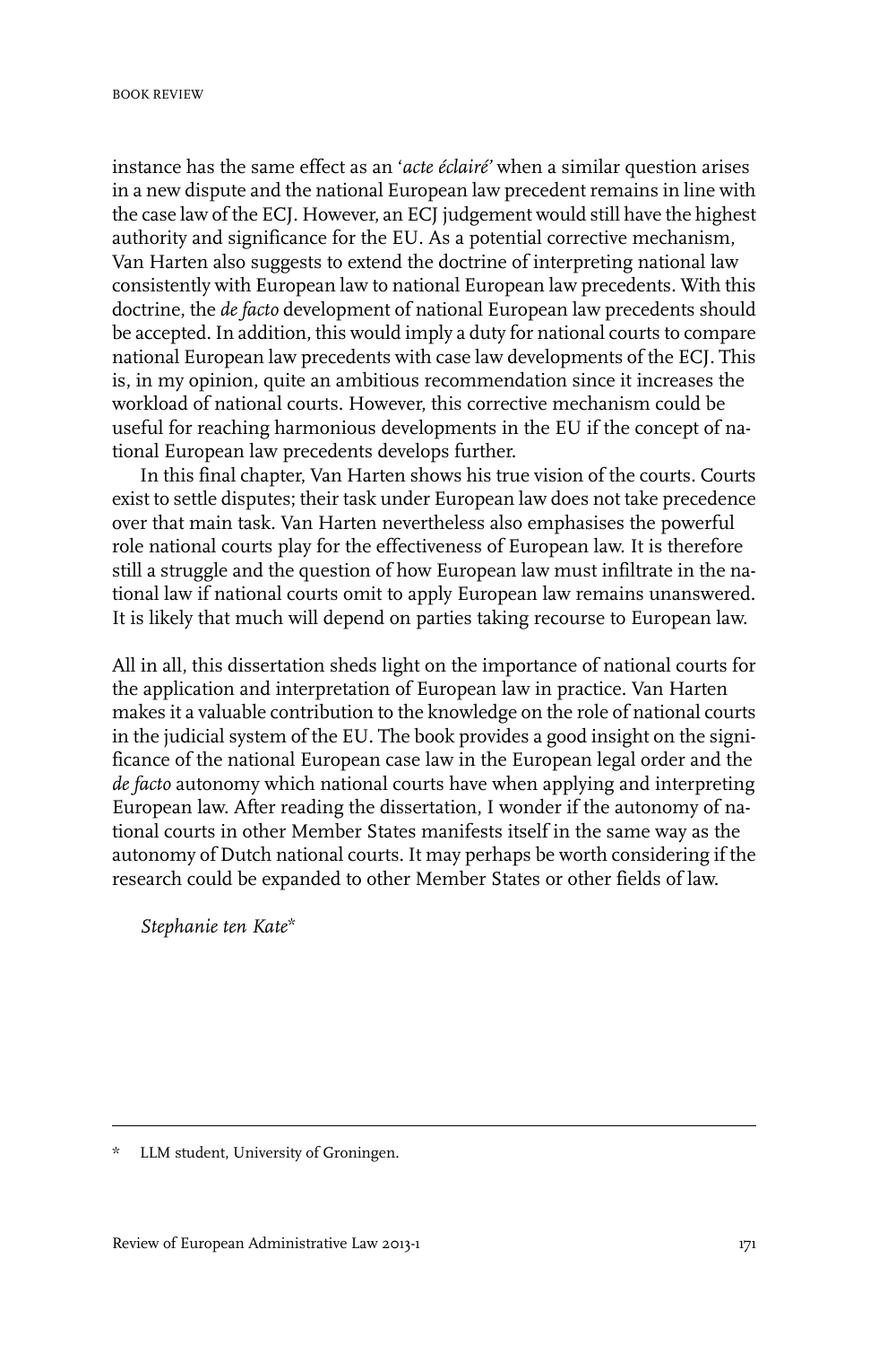instance has the same effect as an '*acte éclairé*' when a similar question arises in a new dispute and the national European law precedent remains in line with the case law of the ECJ. However, an ECJ judgement would still have the highest authority and significance for the EU. As a potential corrective mechanism, Van Harten also suggests to extend the doctrine of interpreting national law consistently with European law to national European law precedents. With this doctrine, the *de facto* development of national European law precedents should be accepted. In addition, this would imply a duty for national courts to compare national European law precedents with case law developments of the ECJ. This is, in my opinion, quite an ambitious recommendation since it increases the workload of national courts. However, this corrective mechanism could be useful for reaching harmonious developments in the EU if the concept of national European law precedents develops further.

In this final chapter, Van Harten shows his true vision of the courts. Courts exist to settle disputes; their task under European law does not take precedence over that main task. Van Harten nevertheless also emphasises the powerful role national courts play for the effectiveness of European law. It is therefore still a struggle and the question of how European law must infiltrate in the national law if national courts omit to apply European law remains unanswered. It is likely that much will depend on parties taking recourse to European law.

All in all, this dissertation sheds light on the importance of national courts for the application and interpretation of European law in practice. Van Harten makes it a valuable contribution to the knowledge on the role of national courts in the judicial system of the EU. The book provides a good insight on the significance of the national European case law in the European legal order and the *de facto* autonomy which national courts have when applying and interpreting European law. After reading the dissertation, I wonder if the autonomy of national courts in other Member States manifests itself in the same way as the autonomy of Dutch national courts. It may perhaps be worth considering if the research could be expanded to other Member States or other fields of law.

*Stephanie ten Kate**

\* LLM student, University of Groningen.